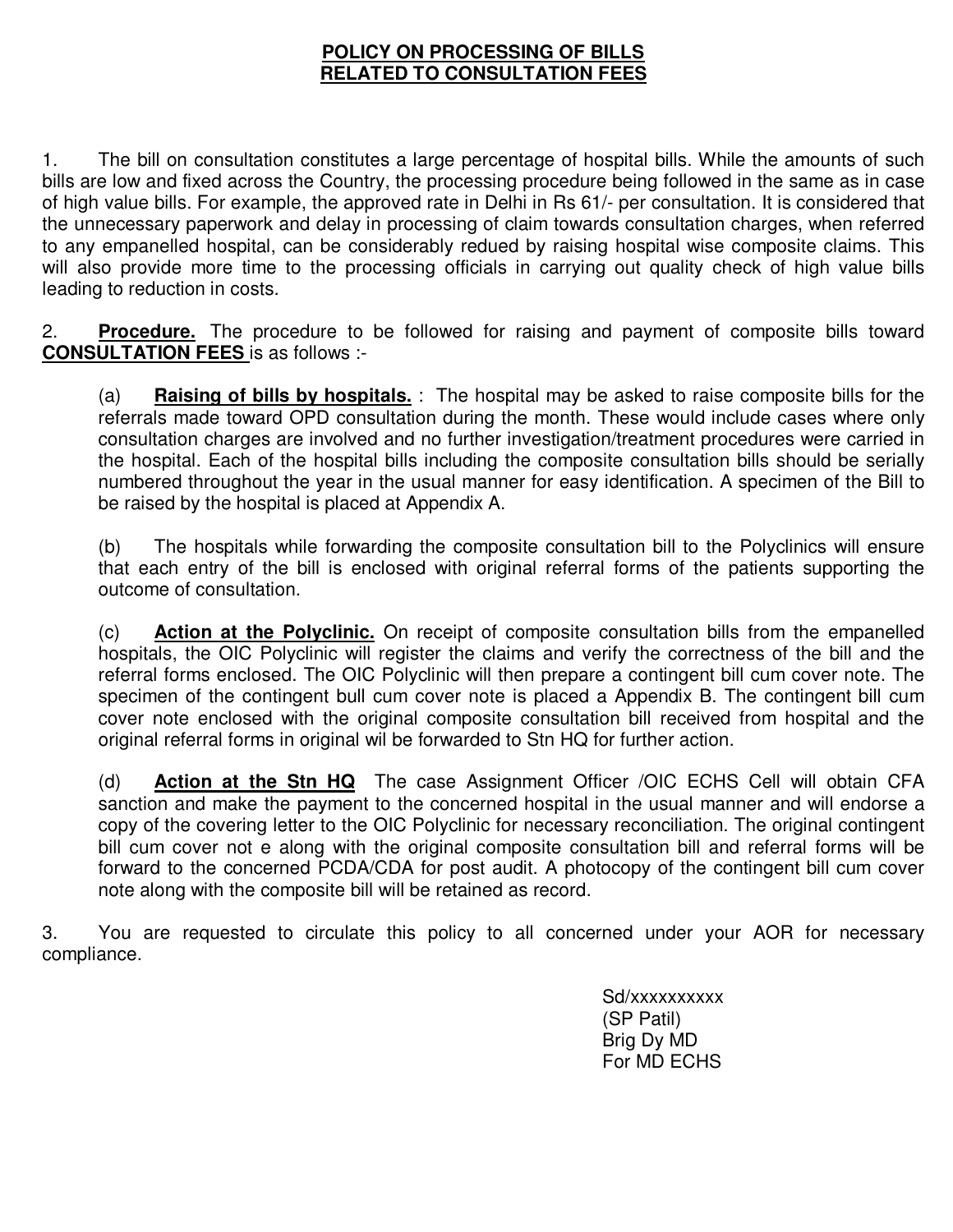# POLICY ON PROCESSING OF BILLS RELATED TO CONSULTATION FEES

1. The bill on consultation constitutes a large percentage of hospital bills. While the amounts of such bills are low and fixed across the Country, the processing procedure being followed in the same as in case of high value bills. For example, the approved rate in Delhi in Rs 61/- per consultation. It is considered that the unnecessary paperwork and delay in processing of claim towards consultation charges, when referred to any empanelled hospital, can be considerably redued by raising hospital wise composite claims. This will also provide more time to the processing officials in carrying out quality check of high value bills leading to reduction in costs.

2. **Procedure.** The procedure to be followed for raising and payment of composite bills toward **CONSULTATION FEES** is as follows :-

   (a) **Raising of bills by hospitals.** : The hospital may be asked to raise composite bills for the referrals made toward OPD consultation during the month. These would include cases where only consultation charges are involved and no further investigation/treatment procedures were carried in the hospital. Each of the hospital bills including the composite consultation bills should be serially numbered throughout the year in the usual manner for easy identification. A specimen of the Bill to be raised by the hospital is placed at Appendix A.

   (b) The hospitals while forwarding the composite consultation bill to the Polyclinics will ensure that each entry of the bill is enclosed with original referral forms of the patients supporting the outcome of consultation.

   (c) **Action at the Polyclinic.** On receipt of composite consultation bills from the empanelled hospitals, the OIC Polyclinic will register the claims and verify the correctness of the bill and the referral forms enclosed. The OIC Polyclinic will then prepare a contingent bill cum cover note. The specimen of the contingent bull cum cover note is placed a Appendix B. The contingent bill cum cover note enclosed with the original composite consultation bill received from hospital and the original referral forms in original wil be forwarded to Stn HQ for further action.

   (d) **Action at the Stn HQ** The case Assignment Officer /OIC ECHS Cell will obtain CFA sanction and make the payment to the concerned hospital in the usual manner and will endorse a copy of the covering letter to the OIC Polyclinic for necessary reconciliation. The original contingent bill cum cover not e along with the original composite consultation bill and referral forms will be forward to the concerned PCDA/CDA for post audit. A photocopy of the contingent bill cum cover note along with the composite bill will be retained as record.

3. You are requested to circulate this policy to all concerned under your AOR for necessary compliance.

Sd/xxxxxxxxxx  
(SP Patil)  
Brig Dy MD  
For MD ECHS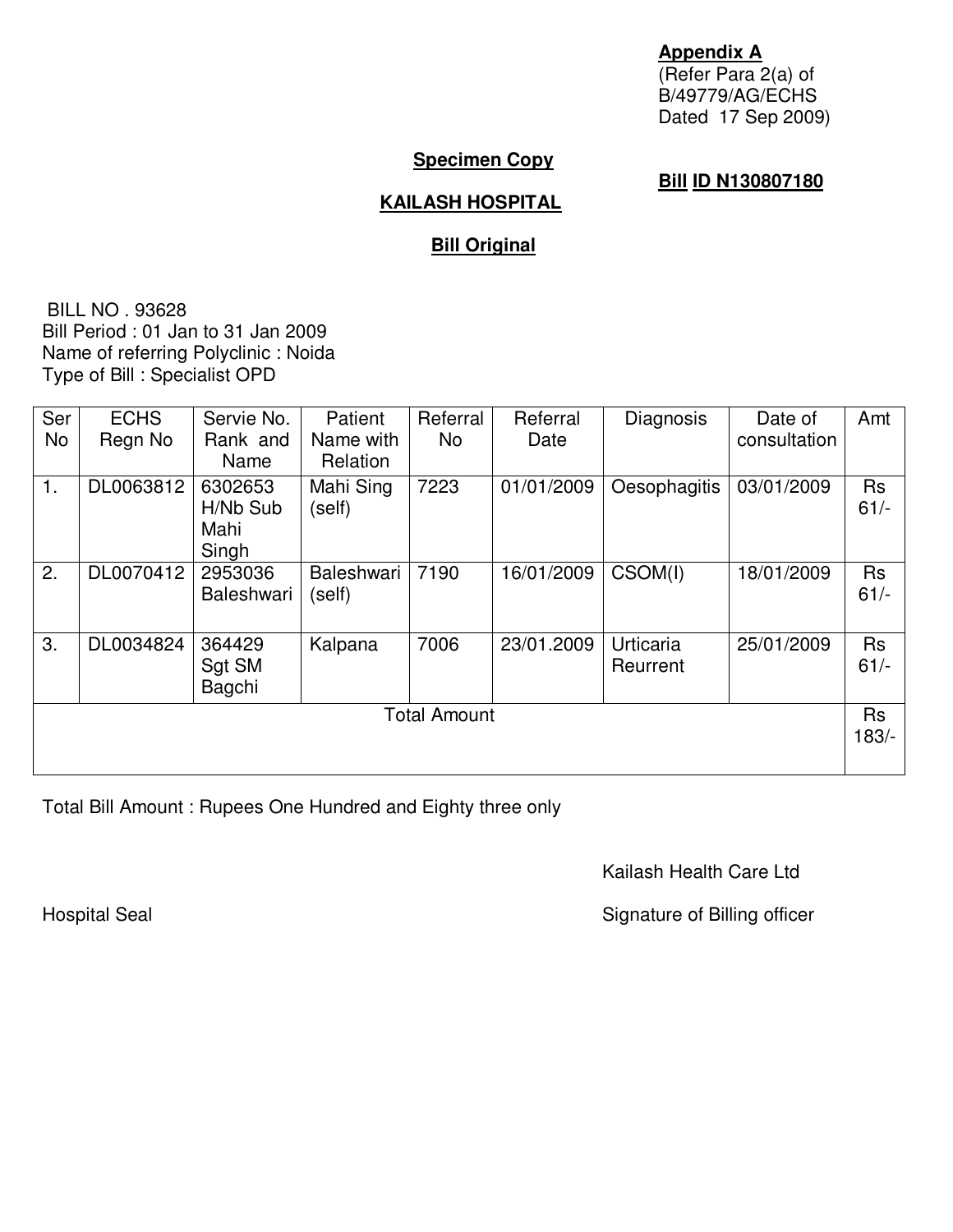**Appendix A**
(Refer Para 2(a) of
B/49779/AG/ECHS
Dated 17 Sep 2009)

**Specimen Copy**

**Bill ID N130807180**

**KAILASH HOSPITAL**

**Bill Original**

BILL NO . 93628
Bill Period : 01 Jan to 31 Jan 2009
Name of referring Polyclinic : Noida
Type of Bill : Specialist OPD

| Ser No | ECHS Regn No | Servie No. Rank and Name | Patient Name with Relation | Referral No | Referral Date | Diagnosis | Date of consultation | Amt |
|---|---|---|---|---|---|---|---|---|
| 1. | DL0063812 | 6302653 H/Nb Sub Mahi Singh | Mahi Sing (self) | 7223 | 01/01/2009 | Oesophagitis | 03/01/2009 | Rs 61/- |
| 2. | DL0070412 | 2953036 Baleshwari | Baleshwari (self) | 7190 | 16/01/2009 | CSOM(I) | 18/01/2009 | Rs 61/- |
| 3. | DL0034824 | 364429 Sgt SM Bagchi | Kalpana | 7006 | 23/01.2009 | Urticaria Reurrent | 25/01/2009 | Rs 61/- |
| Total Amount | | | | | | | | Rs 183/- |

Total Bill Amount : Rupees One Hundred and Eighty three only

Kailash Health Care Ltd

Hospital Seal

Signature of Billing officer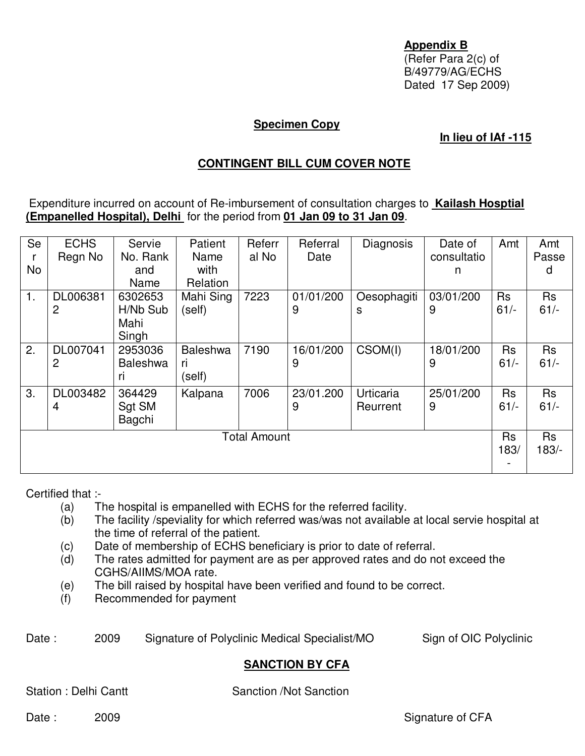**Appendix B**
(Refer Para 2(c) of
B/49779/AG/ECHS
Dated 17 Sep 2009)

**Specimen Copy**

**In lieu of IAf -115**

**CONTINGENT BILL CUM COVER NOTE**

Expenditure incurred on account of Re-imbursement of consultation charges to **Kailash Hosptial (Empanelled Hospital), Delhi** for the period from **01 Jan 09 to 31 Jan 09**.

| Ser No | ECHS Regn No | Servie No. Rank and Name | Patient Name with Relation | Referral No | Referral Date | Diagnosis | Date of consultation | Amt | Amt Passed |
|---|---|---|---|---|---|---|---|---|---|
| 1. | DL0063812 | 6302653 H/Nb Sub Mahi Singh | Mahi Sing (self) | 7223 | 01/01/2009 | Oesophagitis | 03/01/2009 | Rs 61/- | Rs 61/- |
| 2. | DL0070412 | 2953036 Baleshwari | Baleshwari (self) | 7190 | 16/01/2009 | CSOM(I) | 18/01/2009 | Rs 61/- | Rs 61/- |
| 3. | DL0034824 | 364429 Sgt SM Bagchi | Kalpana | 7006 | 23/01.2009 | Urticaria Reurrent | 25/01/2009 | Rs 61/- | Rs 61/- |
| Total Amount | | | | | | | | Rs 183/- | Rs 183/- |

Certified that :-

(a) The hospital is empanelled with ECHS for the referred facility.
(b) The facility /speviality for which referred was/was not available at local servie hospital at the time of referral of the patient.
(c) Date of membership of ECHS beneficiary is prior to date of referral.
(d) The rates admitted for payment are as per approved rates and do not exceed the CGHS/AIIMS/MOA rate.
(e) The bill raised by hospital have been verified and found to be correct.
(f) Recommended for payment

Date : 2009 Signature of Polyclinic Medical Specialist/MO Sign of OIC Polyclinic

**SANCTION BY CFA**

Station : Delhi Cantt Sanction /Not Sanction

Date : 2009 Signature of CFA